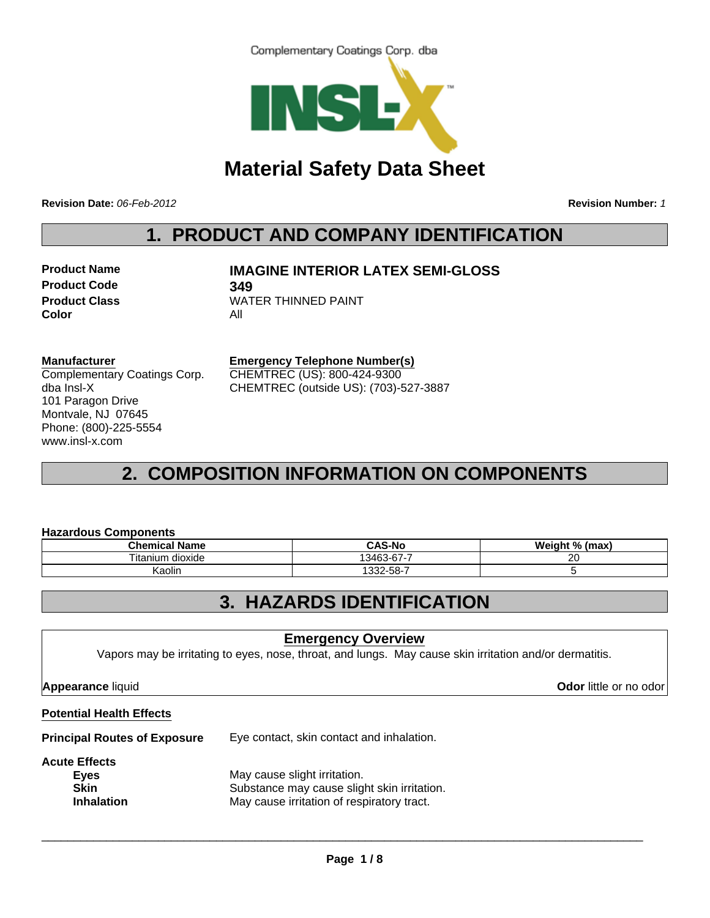Complementary Coatings Corp. dba

INSL-X™

# Material Safety Data Sheet

**Revision Date:** *06-Feb-2012* **Revision Number:** *1*

## 1. PRODUCT AND COMPANY IDENTIFICATION

**Product Name** **IMAGINE INTERIOR LATEX SEMI-GLOSS**
**Product Code** **349**
**Product Class** WATER THINNED PAINT
**Color** All

**Manufacturer**
Complementary Coatings Corp.
dba Insl-X
101 Paragon Drive
Montvale, NJ 07645
Phone: (800)-225-5554
www.insl-x.com

**Emergency Telephone Number(s)**
CHEMTREC (US): 800-424-9300
CHEMTREC (outside US): (703)-527-3887

## 2. COMPOSITION INFORMATION ON COMPONENTS

**Hazardous Components**

| Chemical Name | CAS-No | Weight % (max) |
|---|---|---|
| Titanium dioxide | 13463-67-7 | 20 |
| Kaolin | 1332-58-7 | 5 |

## 3. HAZARDS IDENTIFICATION

**Emergency Overview**

Vapors may be irritating to eyes, nose, throat, and lungs. May cause skin irritation and/or dermatitis.

**Appearance** liquid **Odor** little or no odor

**Potential Health Effects**

**Principal Routes of Exposure** Eye contact, skin contact and inhalation.

**Acute Effects**
- **Eyes** May cause slight irritation.
- **Skin** Substance may cause slight skin irritation.
- **Inhalation** May cause irritation of respiratory tract.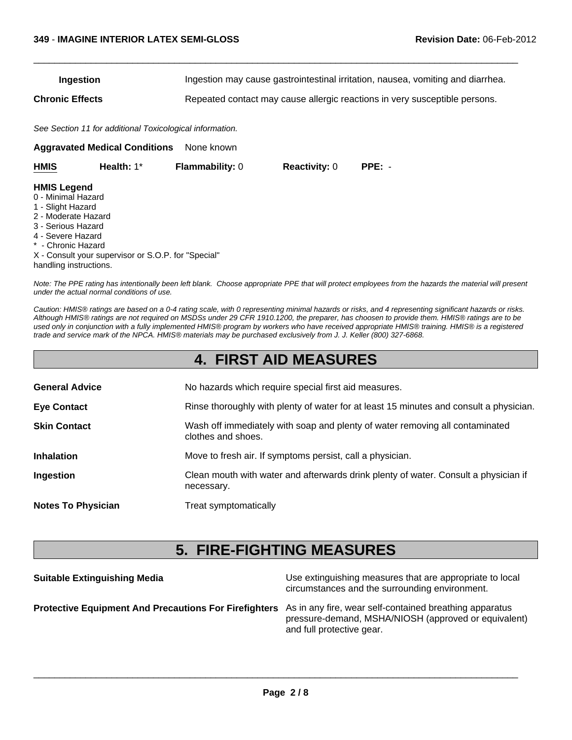| | |
|---|---|
| **Ingestion** | Ingestion may cause gastrointestinal irritation, nausea, vomiting and diarrhea. |
| **Chronic Effects** | Repeated contact may cause allergic reactions in very susceptible persons. |

*See Section 11 for additional Toxicological information.*

**Aggravated Medical Conditions** None known

| **HMIS** | **Health:** 1* | **Flammability:** 0 | **Reactivity:** 0 | **PPE:** - |
|---|---|---|---|---|

**HMIS Legend**
0 - Minimal Hazard
1 - Slight Hazard
2 - Moderate Hazard
3 - Serious Hazard
4 - Severe Hazard
* - Chronic Hazard
X - Consult your supervisor or S.O.P. for "Special" handling instructions.

*Note: The PPE rating has intentionally been left blank. Choose appropriate PPE that will protect employees from the hazards the material will present under the actual normal conditions of use.*

*Caution: HMIS® ratings are based on a 0-4 rating scale, with 0 representing minimal hazards or risks, and 4 representing significant hazards or risks. Although HMIS® ratings are not required on MSDSs under 29 CFR 1910.1200, the preparer, has choosen to provide them. HMIS® ratings are to be used only in conjunction with a fully implemented HMIS® program by workers who have received appropriate HMIS® training. HMIS® is a registered trade and service mark of the NPCA. HMIS® materials may be purchased exclusively from J. J. Keller (800) 327-6868.*

# 4. FIRST AID MEASURES

| | |
|---|---|
| **General Advice** | No hazards which require special first aid measures. |
| **Eye Contact** | Rinse thoroughly with plenty of water for at least 15 minutes and consult a physician. |
| **Skin Contact** | Wash off immediately with soap and plenty of water removing all contaminated clothes and shoes. |
| **Inhalation** | Move to fresh air. If symptoms persist, call a physician. |
| **Ingestion** | Clean mouth with water and afterwards drink plenty of water. Consult a physician if necessary. |
| **Notes To Physician** | Treat symptomatically |

# 5. FIRE-FIGHTING MEASURES

| | |
|---|---|
| **Suitable Extinguishing Media** | Use extinguishing measures that are appropriate to local circumstances and the surrounding environment. |
| **Protective Equipment And Precautions For Firefighters** | As in any fire, wear self-contained breathing apparatus pressure-demand, MSHA/NIOSH (approved or equivalent) and full protective gear. |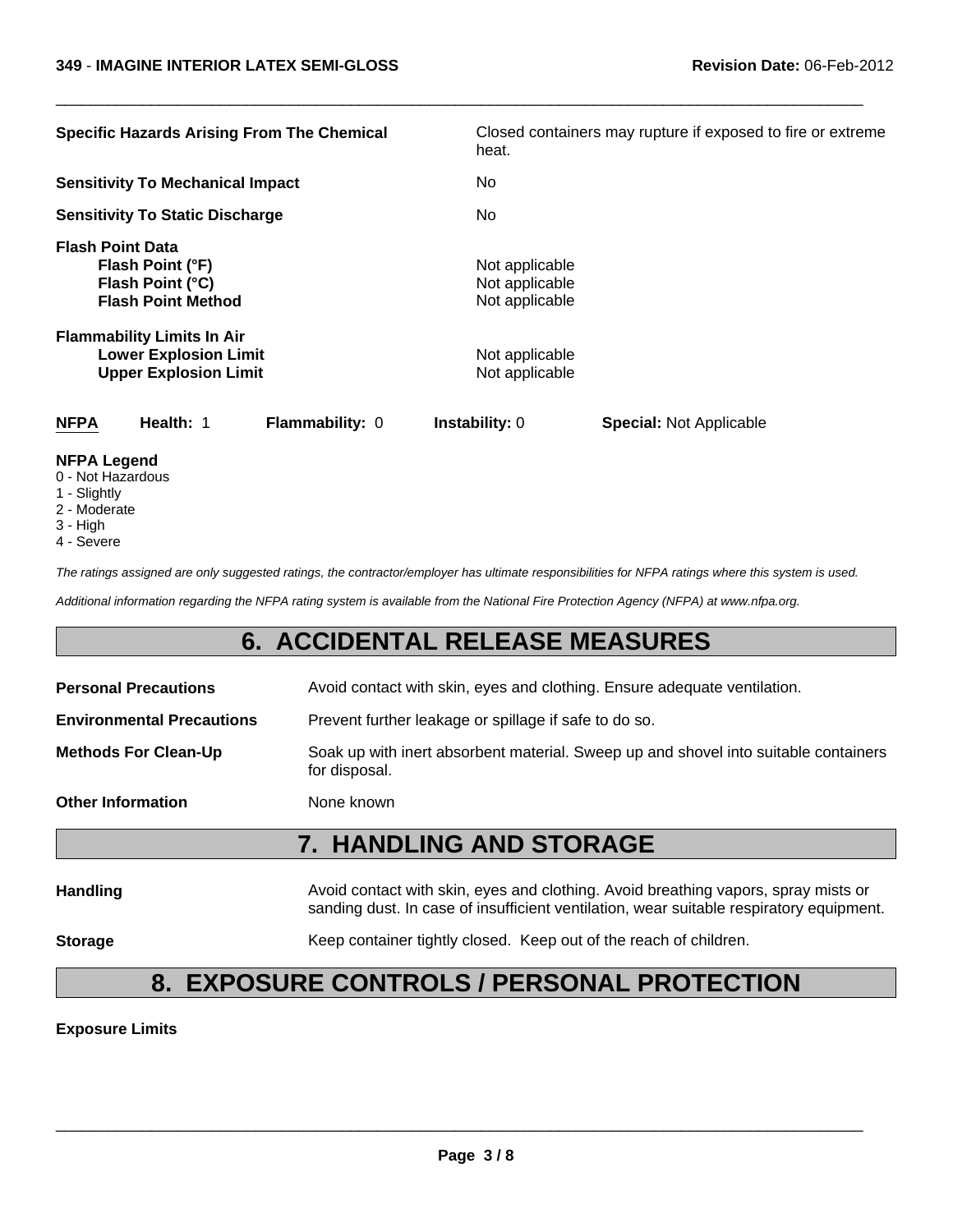| | |
|---|---|
| **Specific Hazards Arising From The Chemical** | Closed containers may rupture if exposed to fire or extreme heat. |
| **Sensitivity To Mechanical Impact** | No |
| **Sensitivity To Static Discharge** | No |

**Flash Point Data**

| | |
|---|---|
| **Flash Point (°F)** | Not applicable |
| **Flash Point (°C)** | Not applicable |
| **Flash Point Method** | Not applicable |

**Flammability Limits In Air**

| | |
|---|---|
| **Lower Explosion Limit** | Not applicable |
| **Upper Explosion Limit** | Not applicable |

| **NFPA** | **Health:** 1 | **Flammability:** 0 | **Instability:** 0 | **Special:** Not Applicable |
|---|---|---|---|---|

**NFPA Legend**

0 - Not Hazardous
1 - Slightly
2 - Moderate
3 - High
4 - Severe

*The ratings assigned are only suggested ratings, the contractor/employer has ultimate responsibilities for NFPA ratings where this system is used.*

*Additional information regarding the NFPA rating system is available from the National Fire Protection Agency (NFPA) at www.nfpa.org.*

## 6. ACCIDENTAL RELEASE MEASURES

| | |
|---|---|
| **Personal Precautions** | Avoid contact with skin, eyes and clothing. Ensure adequate ventilation. |
| **Environmental Precautions** | Prevent further leakage or spillage if safe to do so. |
| **Methods For Clean-Up** | Soak up with inert absorbent material. Sweep up and shovel into suitable containers for disposal. |
| **Other Information** | None known |

## 7. HANDLING AND STORAGE

| | |
|---|---|
| **Handling** | Avoid contact with skin, eyes and clothing. Avoid breathing vapors, spray mists or sanding dust. In case of insufficient ventilation, wear suitable respiratory equipment. |
| **Storage** | Keep container tightly closed. Keep out of the reach of children. |

## 8. EXPOSURE CONTROLS / PERSONAL PROTECTION

**Exposure Limits**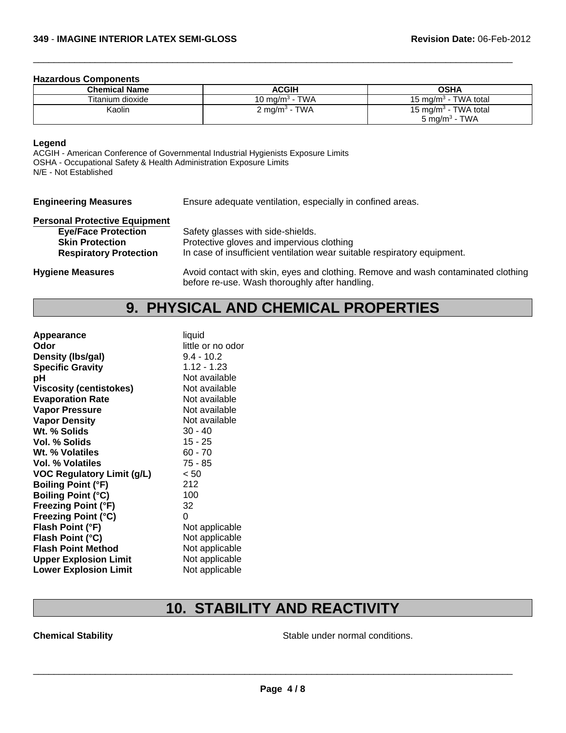**Hazardous Components**

| Chemical Name | ACGIH | OSHA |
|---|---|---|
| Titanium dioxide | 10 mg/m$^3$ - TWA | 15 mg/m$^3$ - TWA total |
| Kaolin | 2 mg/m$^3$ - TWA | 15 mg/m$^3$ - TWA total<br>5 mg/m$^3$ - TWA |

**Legend**

ACGIH - American Conference of Governmental Industrial Hygienists Exposure Limits
OSHA - Occupational Safety & Health Administration Exposure Limits
N/E - Not Established

**Engineering Measures** Ensure adequate ventilation, especially in confined areas.

**Personal Protective Equipment**

- **Eye/Face Protection** Safety glasses with side-shields.
- **Skin Protection** Protective gloves and impervious clothing
- **Respiratory Protection** In case of insufficient ventilation wear suitable respiratory equipment.

**Hygiene Measures** Avoid contact with skin, eyes and clothing. Remove and wash contaminated clothing before re-use. Wash thoroughly after handling.

# 9. PHYSICAL AND CHEMICAL PROPERTIES

| | |
|---|---|
| **Appearance** | liquid |
| **Odor** | little or no odor |
| **Density (lbs/gal)** | 9.4 - 10.2 |
| **Specific Gravity** | 1.12 - 1.23 |
| **pH** | Not available |
| **Viscosity (centistokes)** | Not available |
| **Evaporation Rate** | Not available |
| **Vapor Pressure** | Not available |
| **Vapor Density** | Not available |
| **Wt. % Solids** | 30 - 40 |
| **Vol. % Solids** | 15 - 25 |
| **Wt. % Volatiles** | 60 - 70 |
| **Vol. % Volatiles** | 75 - 85 |
| **VOC Regulatory Limit (g/L)** | < 50 |
| **Boiling Point (°F)** | 212 |
| **Boiling Point (°C)** | 100 |
| **Freezing Point (°F)** | 32 |
| **Freezing Point (°C)** | 0 |
| **Flash Point (°F)** | Not applicable |
| **Flash Point (°C)** | Not applicable |
| **Flash Point Method** | Not applicable |
| **Upper Explosion Limit** | Not applicable |
| **Lower Explosion Limit** | Not applicable |

# 10. STABILITY AND REACTIVITY

**Chemical Stability** Stable under normal conditions.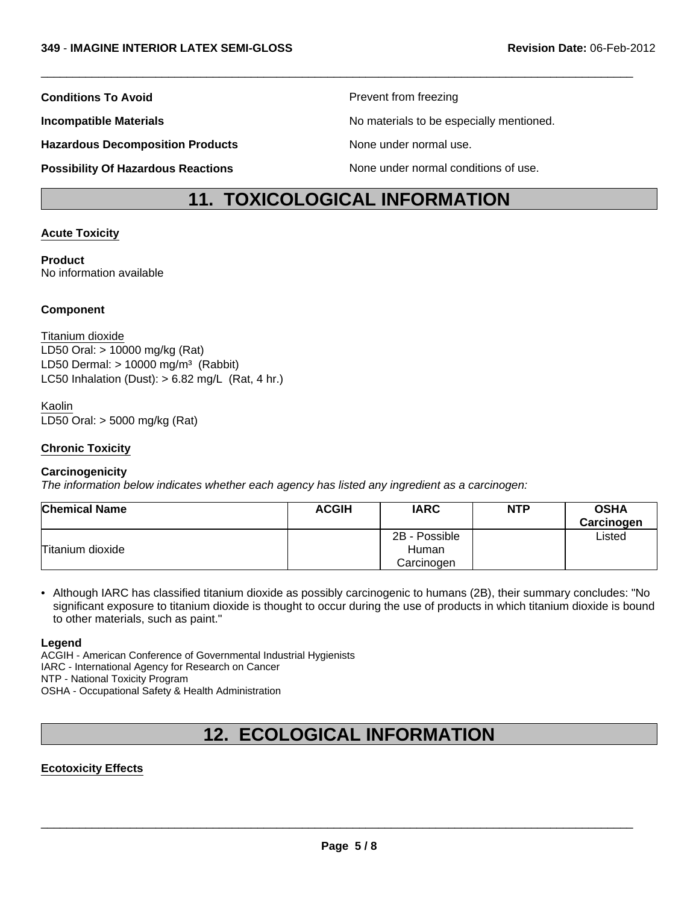**Conditions To Avoid** Prevent from freezing

**Incompatible Materials** No materials to be especially mentioned.

**Hazardous Decomposition Products** None under normal use.

**Possibility Of Hazardous Reactions** None under normal conditions of use.

# 11. TOXICOLOGICAL INFORMATION

## Acute Toxicity

**Product**
No information available

**Component**

Titanium dioxide
LD50 Oral: > 10000 mg/kg (Rat)
LD50 Dermal: > 10000 mg/m$^3$ (Rabbit)
LC50 Inhalation (Dust): > 6.82 mg/L (Rat, 4 hr.)

Kaolin
LD50 Oral: > 5000 mg/kg (Rat)

## Chronic Toxicity

**Carcinogenicity**
*The information below indicates whether each agency has listed any ingredient as a carcinogen:*

| Chemical Name | ACGIH | IARC | NTP | OSHA Carcinogen |
|---|---|---|---|---|
| Titanium dioxide | | 2B - Possible Human Carcinogen | | Listed |

- Although IARC has classified titanium dioxide as possibly carcinogenic to humans (2B), their summary concludes: "No significant exposure to titanium dioxide is thought to occur during the use of products in which titanium dioxide is bound to other materials, such as paint."

**Legend**
ACGIH - American Conference of Governmental Industrial Hygienists
IARC - International Agency for Research on Cancer
NTP - National Toxicity Program
OSHA - Occupational Safety & Health Administration

# 12. ECOLOGICAL INFORMATION

## Ecotoxicity Effects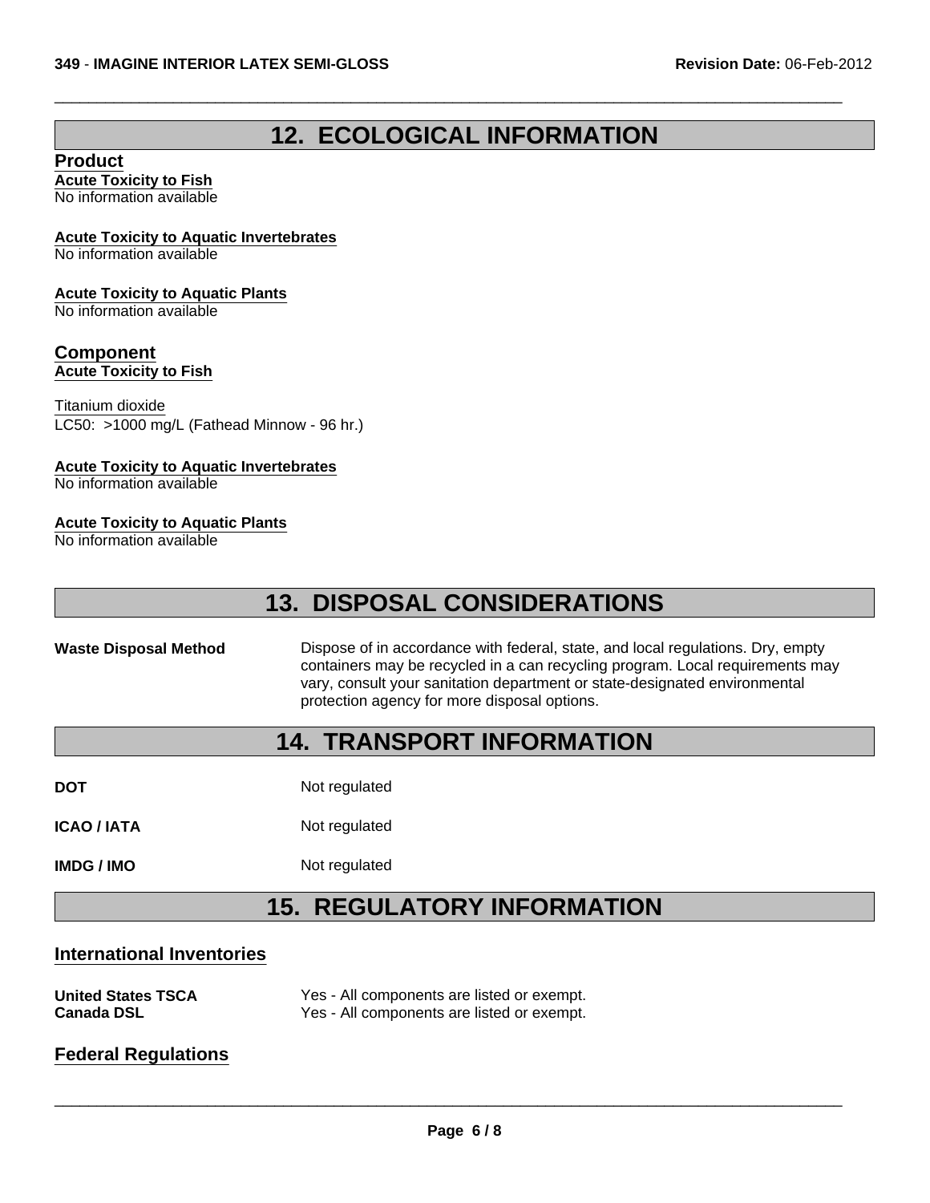## 12. ECOLOGICAL INFORMATION

### Product

**Acute Toxicity to Fish**
No information available

**Acute Toxicity to Aquatic Invertebrates**
No information available

**Acute Toxicity to Aquatic Plants**
No information available

### Component

**Acute Toxicity to Fish**

Titanium dioxide
LC50: >1000 mg/L (Fathead Minnow - 96 hr.)

**Acute Toxicity to Aquatic Invertebrates**
No information available

**Acute Toxicity to Aquatic Plants**
No information available

## 13. DISPOSAL CONSIDERATIONS

**Waste Disposal Method** Dispose of in accordance with federal, state, and local regulations. Dry, empty containers may be recycled in a can recycling program. Local requirements may vary, consult your sanitation department or state-designated environmental protection agency for more disposal options.

## 14. TRANSPORT INFORMATION

**DOT** Not regulated

**ICAO / IATA** Not regulated

**IMDG / IMO** Not regulated

## 15. REGULATORY INFORMATION

### International Inventories

**United States TSCA** Yes - All components are listed or exempt.
**Canada DSL** Yes - All components are listed or exempt.

### Federal Regulations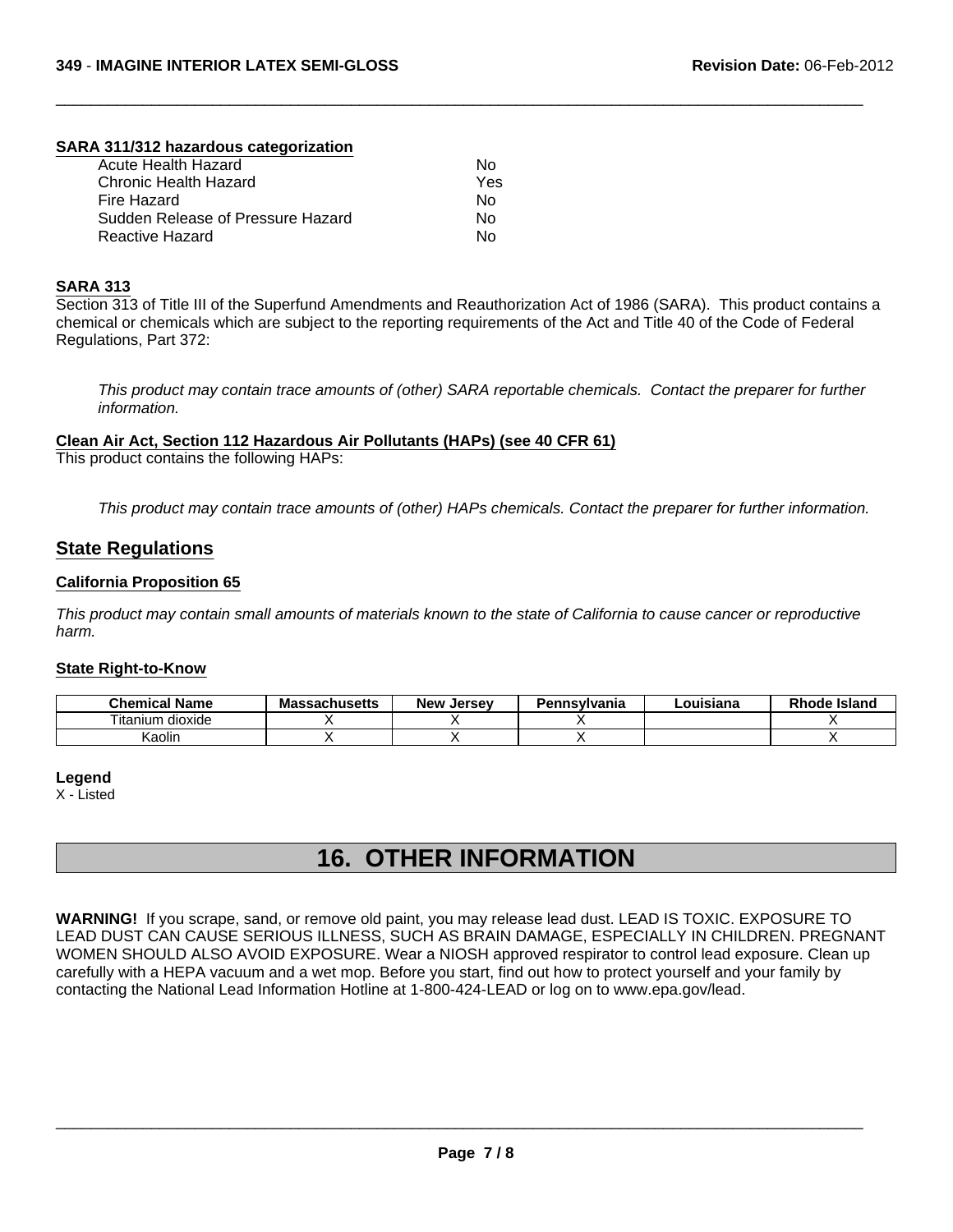**SARA 311/312 hazardous categorization**

| | |
|---|---|
| Acute Health Hazard | No |
| Chronic Health Hazard | Yes |
| Fire Hazard | No |
| Sudden Release of Pressure Hazard | No |
| Reactive Hazard | No |

**SARA 313**

Section 313 of Title III of the Superfund Amendments and Reauthorization Act of 1986 (SARA). This product contains a chemical or chemicals which are subject to the reporting requirements of the Act and Title 40 of the Code of Federal Regulations, Part 372:

*This product may contain trace amounts of (other) SARA reportable chemicals. Contact the preparer for further information.*

**Clean Air Act, Section 112 Hazardous Air Pollutants (HAPs) (see 40 CFR 61)**

This product contains the following HAPs:

*This product may contain trace amounts of (other) HAPs chemicals. Contact the preparer for further information.*

## State Regulations

**California Proposition 65**

*This product may contain small amounts of materials known to the state of California to cause cancer or reproductive harm.*

**State Right-to-Know**

| Chemical Name | Massachusetts | New Jersey | Pennsylvania | Louisiana | Rhode Island |
|---|---|---|---|---|---|
| Titanium dioxide | X | X | X | | X |
| Kaolin | X | X | X | | X |

**Legend**

X - Listed

# 16. OTHER INFORMATION

**WARNING!** If you scrape, sand, or remove old paint, you may release lead dust. LEAD IS TOXIC. EXPOSURE TO LEAD DUST CAN CAUSE SERIOUS ILLNESS, SUCH AS BRAIN DAMAGE, ESPECIALLY IN CHILDREN. PREGNANT WOMEN SHOULD ALSO AVOID EXPOSURE. Wear a NIOSH approved respirator to control lead exposure. Clean up carefully with a HEPA vacuum and a wet mop. Before you start, find out how to protect yourself and your family by contacting the National Lead Information Hotline at 1-800-424-LEAD or log on to www.epa.gov/lead.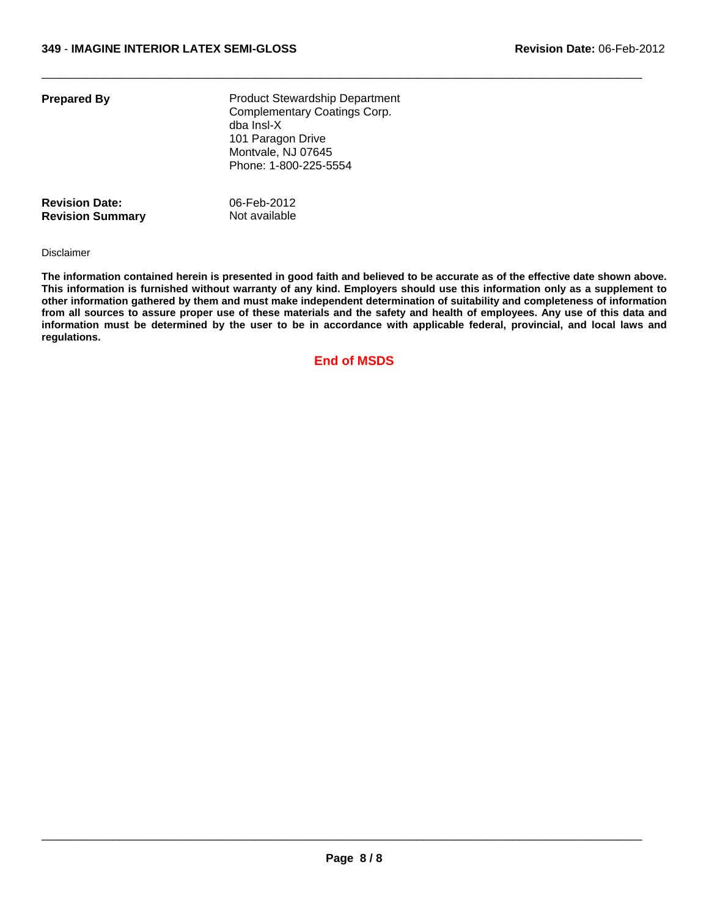| | |
|---|---|
| **Prepared By** | Product Stewardship Department<br>Complementary Coatings Corp.<br>dba Insl-X<br>101 Paragon Drive<br>Montvale, NJ 07645<br>Phone: 1-800-225-5554 |

| | |
|---|---|
| **Revision Date:** | 06-Feb-2012 |
| **Revision Summary** | Not available |

Disclaimer

**The information contained herein is presented in good faith and believed to be accurate as of the effective date shown above. This information is furnished without warranty of any kind. Employers should use this information only as a supplement to other information gathered by them and must make independent determination of suitability and completeness of information from all sources to assure proper use of these materials and the safety and health of employees. Any use of this data and information must be determined by the user to be in accordance with applicable federal, provincial, and local laws and regulations.**

**End of MSDS**